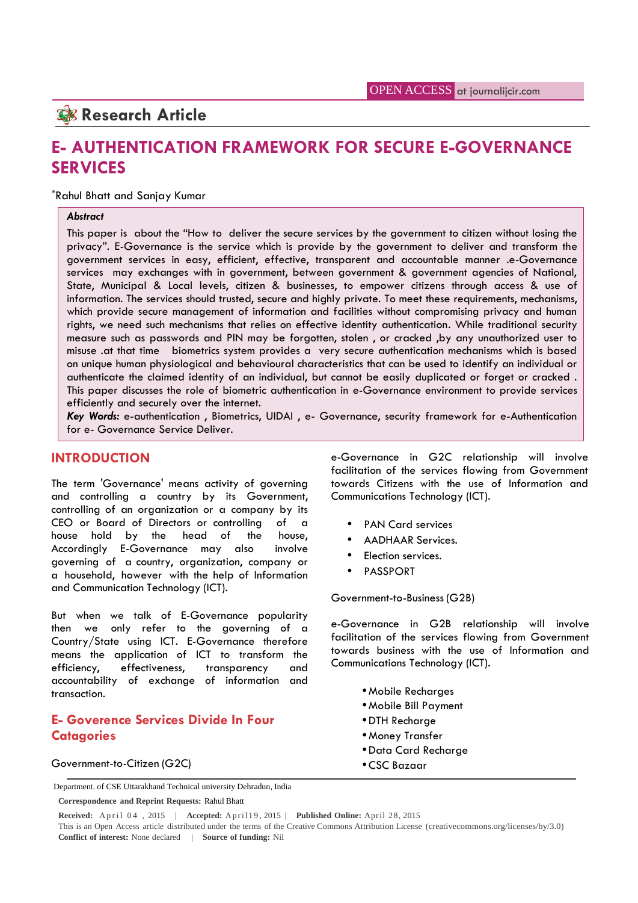OPEN ACCESS at journalijcir.com

Research Article

# E- AUTHENTICATION FRAMEWORK FOR SECURE E-GOVERNANCE SERVICES

*Rahul Bhatt and Sanjay Kumar

***Abstract***

This paper is about the "How to deliver the secure services by the government to citizen without losing the privacy". E-Governance is the service which is provide by the government to deliver and transform the government services in easy, efficient, effective, transparent and accountable manner .e-Governance services may exchanges with in government, between government & government agencies of National, State, Municipal & Local levels, citizen & businesses, to empower citizens through access & use of information. The services should trusted, secure and highly private. To meet these requirements, mechanisms, which provide secure management of information and facilities without compromising privacy and human rights, we need such mechanisms that relies on effective identity authentication. While traditional security measure such as passwords and PIN may be forgotten, stolen , or cracked ,by any unauthorized user to misuse .at that time biometrics system provides a very secure authentication mechanisms which is based on unique human physiological and behavioural characteristics that can be used to identify an individual or authenticate the claimed identity of an individual, but cannot be easily duplicated or forget or cracked . This paper discusses the role of biometric authentication in e-Governance environment to provide services efficiently and securely over the internet.

***Key Words:*** e-authentication , Biometrics, UIDAI , e- Governance, security framework for e-Authentication for e- Governance Service Deliver.

## INTRODUCTION

The term 'Governance' means activity of governing and controlling a country by its Government, controlling of an organization or a company by its CEO or Board of Directors or controlling of a house hold by the head of the house, Accordingly E-Governance may also involve governing of a country, organization, company or a household, however with the help of Information and Communication Technology (ICT).

But when we talk of E-Governance popularity then we only refer to the governing of a Country/State using ICT. E-Governance therefore means the application of ICT to transform the efficiency, effectiveness, transparency and accountability of exchange of information and transaction.

## E- Goverence Services Divide In Four Catagories

Government-to-Citizen (G2C)

e-Governance in G2C relationship will involve facilitation of the services flowing from Government towards Citizens with the use of Information and Communications Technology (ICT).

- PAN Card services
- AADHAAR Services.
- Election services.
- PASSPORT

Government-to-Business (G2B)

e-Governance in G2B relationship will involve facilitation of the services flowing from Government towards business with the use of Information and Communications Technology (ICT).

- Mobile Recharges
- Mobile Bill Payment
- DTH Recharge
- Money Transfer
- Data Card Recharge
- CSC Bazaar

Department. of CSE Uttarakhand Technical university Dehradun, India

**Correspondence and Reprint Requests:** Rahul Bhatt

**Received:** April 04 , 2015 | **Accepted:** April19, 2015 | **Published Online:** April 28, 2015

This is an Open Access article distributed under the terms of the Creative Commons Attribution License (creativecommons.org/licenses/by/3.0)

**Conflict of interest:** None declared | **Source of funding:** Nil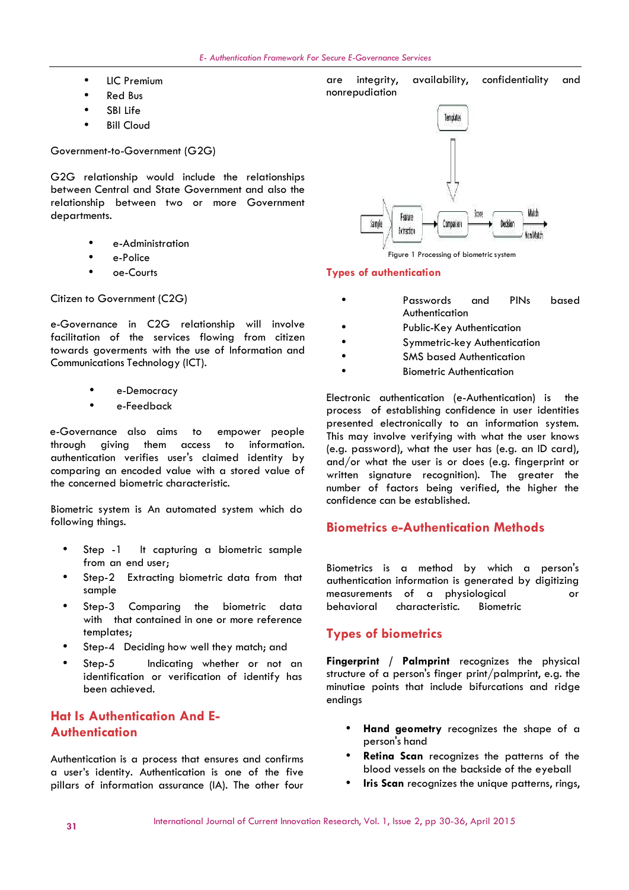- LIC Premium
- Red Bus
- SBI Life
- Bill Cloud

Government-to-Government (G2G)

G2G relationship would include the relationships between Central and State Government and also the relationship between two or more Government departments.

- e-Administration
- e-Police
- oe-Courts

Citizen to Government (C2G)

e-Governance in C2G relationship will involve facilitation of the services flowing from citizen towards goverments with the use of Information and Communications Technology (ICT).

- e-Democracy
- e-Feedback

e-Governance also aims to empower people through giving them access to information. authentication verifies user's claimed identity by comparing an encoded value with a stored value of the concerned biometric characteristic.

Biometric system is An automated system which do following things.

- Step -1 It capturing a biometric sample from an end user;
- Step-2 Extracting biometric data from that sample
- Step-3 Comparing the biometric data with that contained in one or more reference templates;
- Step-4 Deciding how well they match; and
- Step-5 Indicating whether or not an identification or verification of identify has been achieved.

## Hat Is Authentication And E-Authentication

Authentication is a process that ensures and confirms a user's identity. Authentication is one of the five pillars of information assurance (IA). The other four are integrity, availability, confidentiality and nonrepudiation

Templates

Sample

Feature Extraction

Comparison

Score

Decision

Match

Non-Match

Figure 1 Processing of biometric system

## Types of authentication

- Passwords and PINs based Authentication
- Public-Key Authentication
- Symmetric-key Authentication
- SMS based Authentication
- Biometric Authentication

Electronic authentication (e-Authentication) is the process of establishing confidence in user identities presented electronically to an information system. This may involve verifying with what the user knows (e.g. password), what the user has (e.g. an ID card), and/or what the user is or does (e.g. fingerprint or written signature recognition). The greater the number of factors being verified, the higher the confidence can be established.

## Biometrics e-Authentication Methods

Biometrics is a method by which a person's authentication information is generated by digitizing measurements of a physiological or behavioral characteristic. Biometric

## Types of biometrics

**Fingerprint / Palmprint** recognizes the physical structure of a person's finger print/palmprint, e.g. the minutiae points that include bifurcations and ridge endings

- **Hand geometry** recognizes the shape of a person's hand
- **Retina Scan** recognizes the patterns of the blood vessels on the backside of the eyeball
- **Iris Scan** recognizes the unique patterns, rings,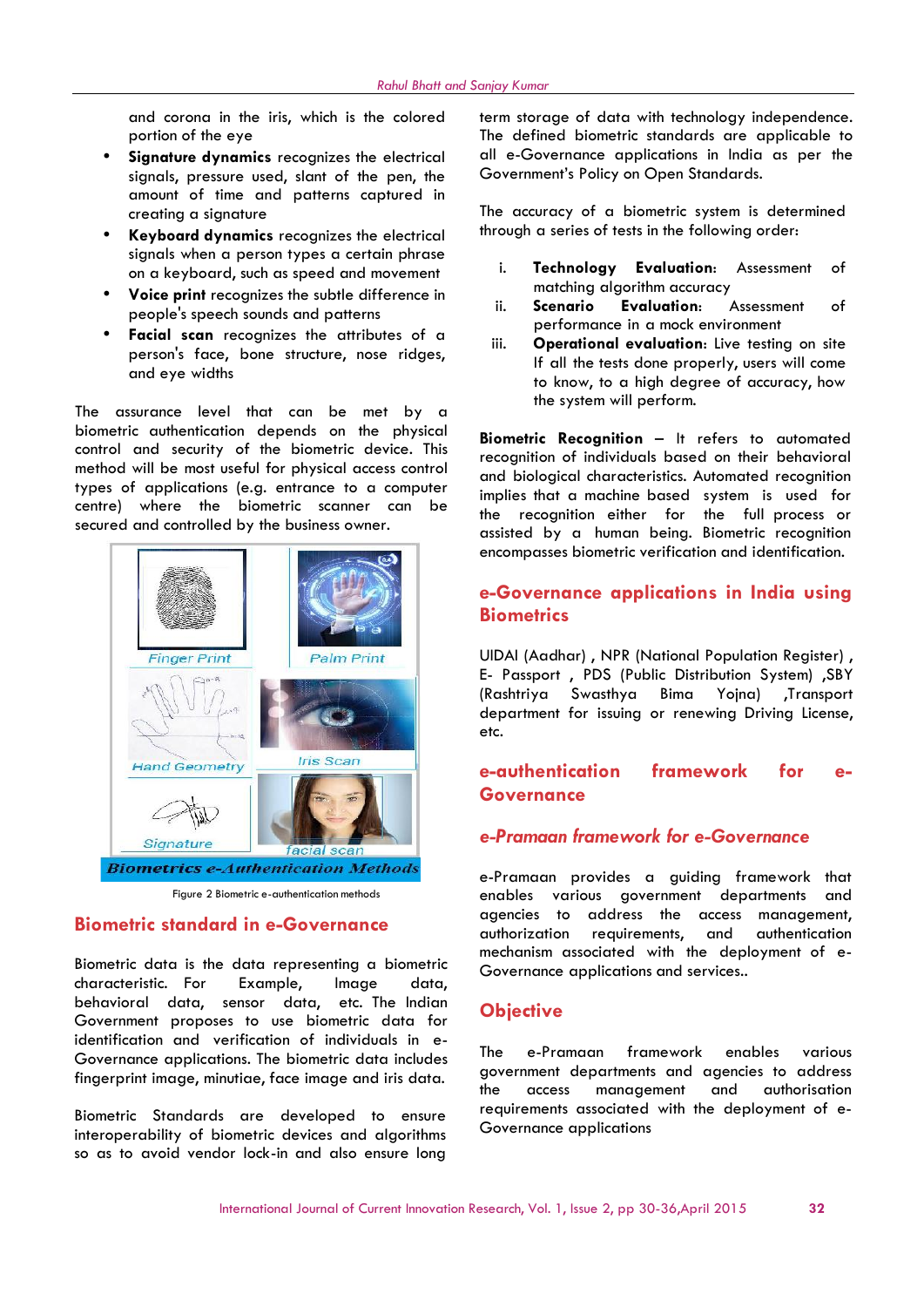and corona in the iris, which is the colored portion of the eye

- **Signature dynamics** recognizes the electrical signals, pressure used, slant of the pen, the amount of time and patterns captured in creating a signature
- **Keyboard dynamics** recognizes the electrical signals when a person types a certain phrase on a keyboard, such as speed and movement
- **Voice print** recognizes the subtle difference in people's speech sounds and patterns
- **Facial scan** recognizes the attributes of a person's face, bone structure, nose ridges, and eye widths

The assurance level that can be met by a biometric authentication depends on the physical control and security of the biometric device. This method will be most useful for physical access control types of applications (e.g. entrance to a computer centre) where the biometric scanner can be secured and controlled by the business owner.

Finger Print
Palm Print
Hand Geometry
Iris Scan
Signature
facial scan
Biometrics e-Authentication Methods

Figure 2 Biometric e-authentication methods

## Biometric standard in e-Governance

Biometric data is the data representing a biometric characteristic. For Example, Image data, behavioral data, sensor data, etc. The Indian Government proposes to use biometric data for identification and verification of individuals in e-Governance applications. The biometric data includes fingerprint image, minutiae, face image and iris data.

Biometric Standards are developed to ensure interoperability of biometric devices and algorithms so as to avoid vendor lock-in and also ensure long term storage of data with technology independence. The defined biometric standards are applicable to all e-Governance applications in India as per the Government's Policy on Open Standards.

The accuracy of a biometric system is determined through a series of tests in the following order:

i. **Technology Evaluation**: Assessment of matching algorithm accuracy
ii. **Scenario Evaluation**: Assessment of performance in a mock environment
iii. **Operational evaluation**: Live testing on site If all the tests done properly, users will come to know, to a high degree of accuracy, how the system will perform.

**Biometric Recognition** – It refers to automated recognition of individuals based on their behavioral and biological characteristics. Automated recognition implies that a machine based system is used for the recognition either for the full process or assisted by a human being. Biometric recognition encompasses biometric verification and identification.

## e-Governance applications in India using Biometrics

UIDAI (Aadhar) , NPR (National Population Register) , E- Passport , PDS (Public Distribution System) ,SBY (Rashtriya Swasthya Bima Yojna) ,Transport department for issuing or renewing Driving License, etc.

## e-authentication framework for e-Governance

### *e-Pramaan framework for e-Governance*

e-Pramaan provides a guiding framework that enables various government departments and agencies to address the access management, authorization requirements, and authentication mechanism associated with the deployment of e-Governance applications and services..

## Objective

The e-Pramaan framework enables various government departments and agencies to address the access management and authorisation requirements associated with the deployment of e-Governance applications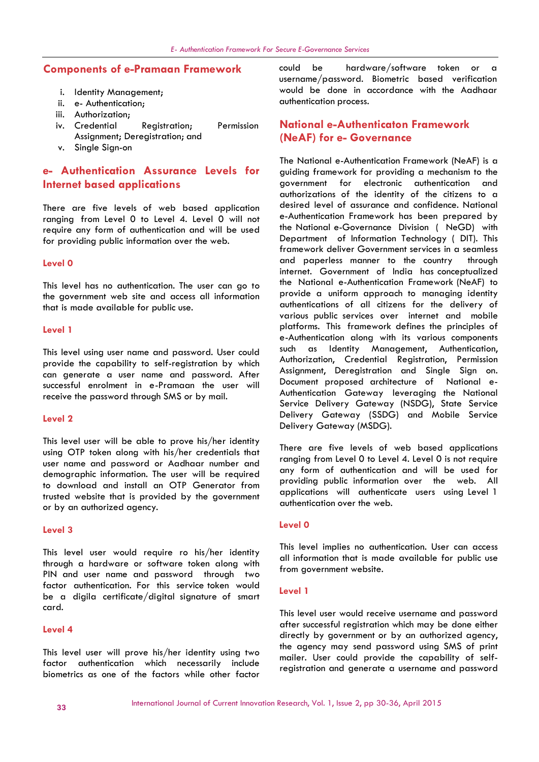## Components of e-Pramaan Framework

i. Identity Management;
ii. e- Authentication;
iii. Authorization;
iv. Credential Registration; Permission Assignment; Deregistration; and
v. Single Sign-on

## e- Authentication Assurance Levels for Internet based applications

There are five levels of web based application ranging from Level 0 to Level 4. Level 0 will not require any form of authentication and will be used for providing public information over the web.

### Level 0

This level has no authentication. The user can go to the government web site and access all information that is made available for public use.

### Level 1

This level using user name and password. User could provide the capability to self-registration by which can generate a user name and password. After successful enrolment in e-Pramaan the user will receive the password through SMS or by mail.

### Level 2

This level user will be able to prove his/her identity using OTP token along with his/her credentials that user name and password or Aadhaar number and demographic information. The user will be required to download and install an OTP Generator from trusted website that is provided by the government or by an authorized agency.

### Level 3

This level user would require ro his/her identity through a hardware or software token along with PIN and user name and password through two factor authentication. For this service token would be a digila certificate/digital signature of smart card.

### Level 4

This level user will prove his/her identity using two factor authentication which necessarily include biometrics as one of the factors while other factor could be hardware/software token or a username/password. Biometric based verification would be done in accordance with the Aadhaar authentication process.

## National e-Authenticaton Framework (NeAF) for e- Governance

The National e-Authentication Framework (NeAF) is a guiding framework for providing a mechanism to the government for electronic authentication and authorizations of the identity of the citizens to a desired level of assurance and confidence. National e-Authentication Framework has been prepared by the National e-Governance Division ( NeGD) with Department of Information Technology ( DIT). This framework deliver Government services in a seamless and paperless manner to the country through internet. Government of India has conceptualized the National e-Authentication Framework (NeAF) to provide a uniform approach to managing identity authentications of all citizens for the delivery of various public services over internet and mobile platforms. This framework defines the principles of e-Authentication along with its various components such as Identity Management, Authentication, Authorization, Credential Registration, Permission Assignment, Deregistration and Single Sign on. Document proposed architecture of National e-Authentication Gateway leveraging the National Service Delivery Gateway (NSDG), State Service Delivery Gateway (SSDG) and Mobile Service Delivery Gateway (MSDG).

There are five levels of web based applications ranging from Level 0 to Level 4. Level 0 is not require any form of authentication and will be used for providing public information over the web. All applications will authenticate users using Level 1 authentication over the web.

### Level 0

This level implies no authentication. User can access all information that is made available for public use from government website.

### Level 1

This level user would receive username and password after successful registration which may be done either directly by government or by an authorized agency, the agency may send password using SMS of print mailer. User could provide the capability of self-registration and generate a username and password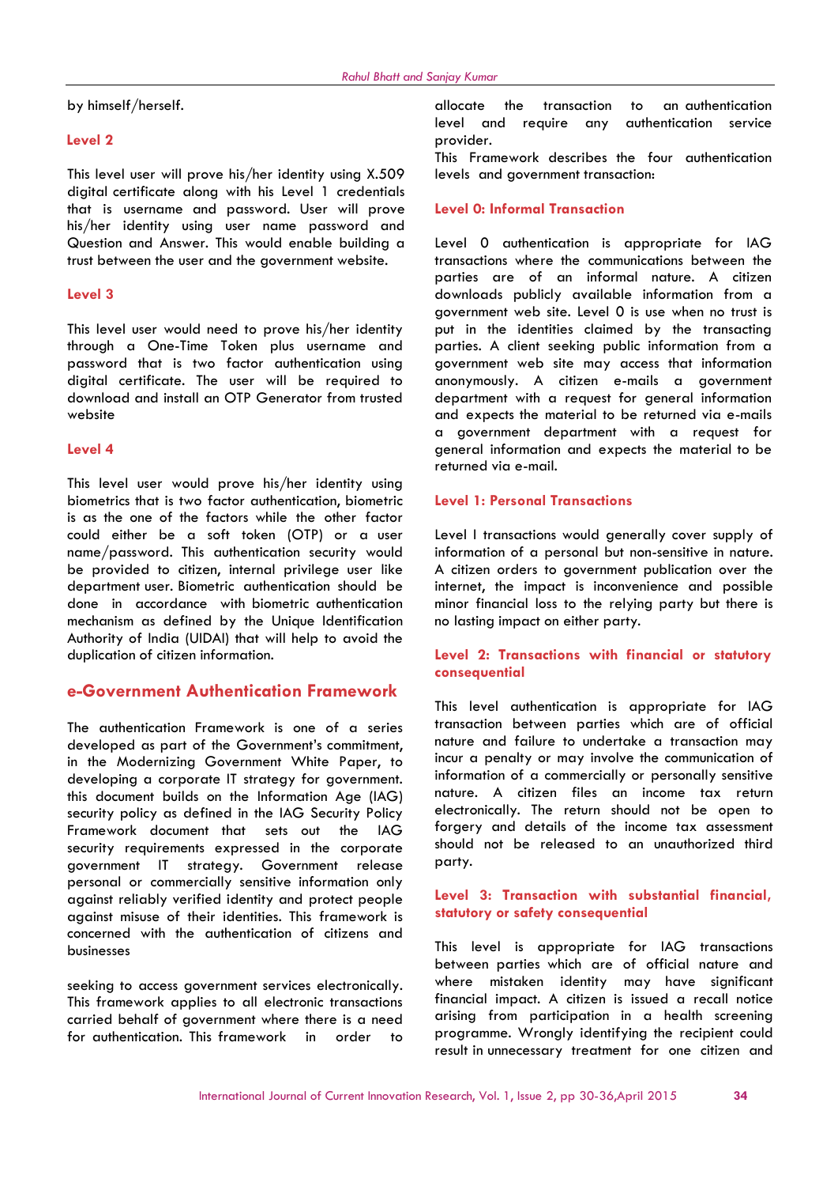by himself/herself.

### Level 2

This level user will prove his/her identity using X.509 digital certificate along with his Level 1 credentials that is username and password. User will prove his/her identity using user name password and Question and Answer. This would enable building a trust between the user and the government website.

### Level 3

This level user would need to prove his/her identity through a One-Time Token plus username and password that is two factor authentication using digital certificate. The user will be required to download and install an OTP Generator from trusted website

### Level 4

This level user would prove his/her identity using biometrics that is two factor authentication, biometric is as the one of the factors while the other factor could either be a soft token (OTP) or a user name/password. This authentication security would be provided to citizen, internal privilege user like department user. Biometric authentication should be done in accordance with biometric authentication mechanism as defined by the Unique Identification Authority of India (UIDAI) that will help to avoid the duplication of citizen information.

## e-Government Authentication Framework

The authentication Framework is one of a series developed as part of the Government's commitment, in the Modernizing Government White Paper, to developing a corporate IT strategy for government. this document builds on the Information Age (IAG) security policy as defined in the IAG Security Policy Framework document that sets out the IAG security requirements expressed in the corporate government IT strategy. Government release personal or commercially sensitive information only against reliably verified identity and protect people against misuse of their identities. This framework is concerned with the authentication of citizens and businesses

seeking to access government services electronically. This framework applies to all electronic transactions carried behalf of government where there is a need for authentication. This framework in order to allocate the transaction to an authentication level and require any authentication service provider.

This Framework describes the four authentication levels and government transaction:

### Level 0: Informal Transaction

Level 0 authentication is appropriate for IAG transactions where the communications between the parties are of an informal nature. A citizen downloads publicly available information from a government web site. Level 0 is use when no trust is put in the identities claimed by the transacting parties. A client seeking public information from a government web site may access that information anonymously. A citizen e-mails a government department with a request for general information and expects the material to be returned via e-mails a government department with a request for general information and expects the material to be returned via e-mail.

### Level 1: Personal Transactions

Level I transactions would generally cover supply of information of a personal but non-sensitive in nature. A citizen orders to government publication over the internet, the impact is inconvenience and possible minor financial loss to the relying party but there is no lasting impact on either party.

### Level 2: Transactions with financial or statutory consequential

This level authentication is appropriate for IAG transaction between parties which are of official nature and failure to undertake a transaction may incur a penalty or may involve the communication of information of a commercially or personally sensitive nature. A citizen files an income tax return electronically. The return should not be open to forgery and details of the income tax assessment should not be released to an unauthorized third party.

### Level 3: Transaction with substantial financial, statutory or safety consequential

This level is appropriate for IAG transactions between parties which are of official nature and where mistaken identity may have significant financial impact. A citizen is issued a recall notice arising from participation in a health screening programme. Wrongly identifying the recipient could result in unnecessary treatment for one citizen and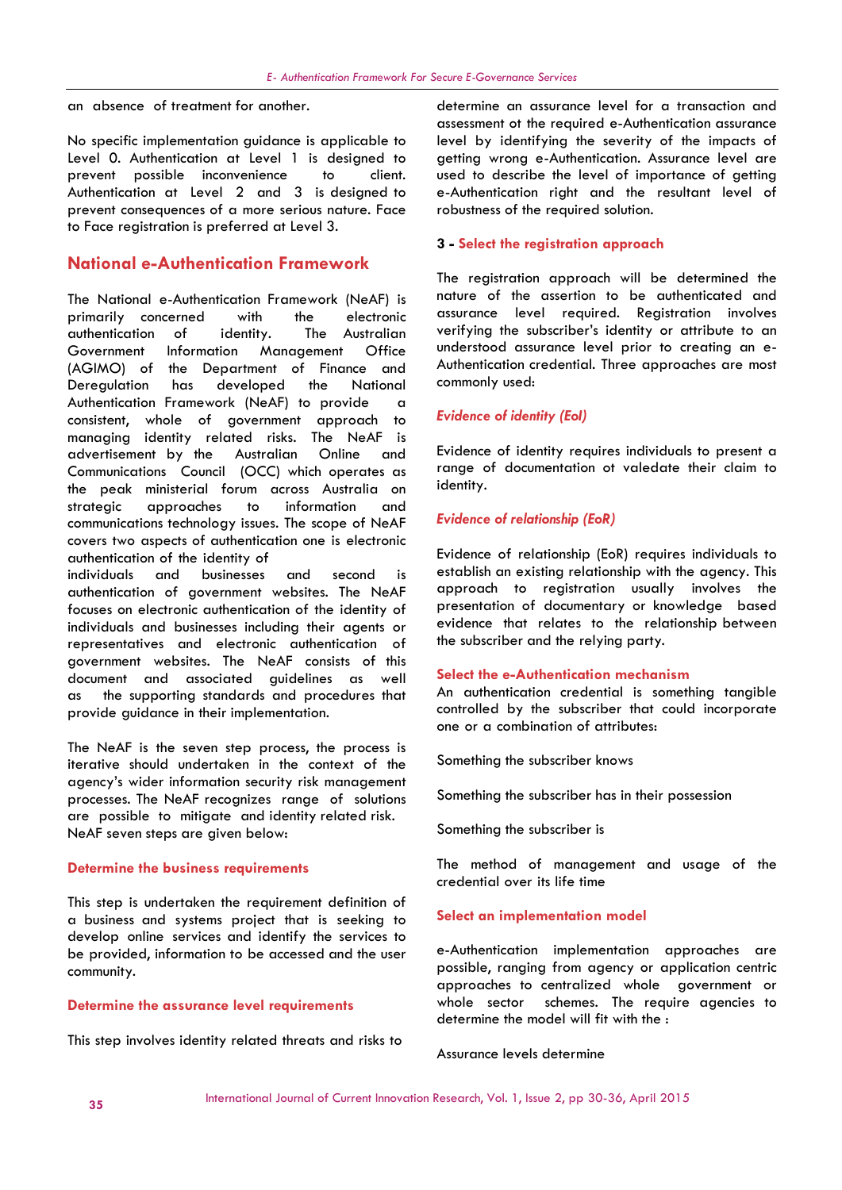an absence of treatment for another.

No specific implementation guidance is applicable to Level 0. Authentication at Level 1 is designed to prevent possible inconvenience to client. Authentication at Level 2 and 3 is designed to prevent consequences of a more serious nature. Face to Face registration is preferred at Level 3.

## National e-Authentication Framework

The National e-Authentication Framework (NeAF) is primarily concerned with the electronic authentication of identity. The Australian Government Information Management Office (AGIMO) of the Department of Finance and Deregulation has developed the National Authentication Framework (NeAF) to provide a consistent, whole of government approach to managing identity related risks. The NeAF is advertisement by the Australian Online and Communications Council (OCC) which operates as the peak ministerial forum across Australia on strategic approaches to information and communications technology issues. The scope of NeAF covers two aspects of authentication one is electronic authentication of the identity of individuals and businesses and second is authentication of government websites. The NeAF focuses on electronic authentication of the identity of individuals and businesses including their agents or representatives and electronic authentication of government websites. The NeAF consists of this document and associated guidelines as well as the supporting standards and procedures that provide guidance in their implementation.

The NeAF is the seven step process, the process is iterative should undertaken in the context of the agency's wider information security risk management processes. The NeAF recognizes range of solutions are possible to mitigate and identity related risk. NeAF seven steps are given below:

### Determine the business requirements

This step is undertaken the requirement definition of a business and systems project that is seeking to develop online services and identify the services to be provided, information to be accessed and the user community.

### Determine the assurance level requirements

This step involves identity related threats and risks to determine an assurance level for a transaction and assessment ot the required e-Authentication assurance level by identifying the severity of the impacts of getting wrong e-Authentication. Assurance level are used to describe the level of importance of getting e-Authentication right and the resultant level of robustness of the required solution.

### 3 - Select the registration approach

The registration approach will be determined the nature of the assertion to be authenticated and assurance level required. Registration involves verifying the subscriber's identity or attribute to an understood assurance level prior to creating an e-Authentication credential. Three approaches are most commonly used:

#### *Evidence of identity (EoI)*

Evidence of identity requires individuals to present a range of documentation ot valedate their claim to identity.

#### *Evidence of relationship (EoR)*

Evidence of relationship (EoR) requires individuals to establish an existing relationship with the agency. This approach to registration usually involves the presentation of documentary or knowledge based evidence that relates to the relationship between the subscriber and the relying party.

### Select the e-Authentication mechanism

An authentication credential is something tangible controlled by the subscriber that could incorporate one or a combination of attributes:

Something the subscriber knows

Something the subscriber has in their possession

Something the subscriber is

The method of management and usage of the credential over its life time

### Select an implementation model

e-Authentication implementation approaches are possible, ranging from agency or application centric approaches to centralized whole government or whole sector schemes. The require agencies to determine the model will fit with the :

Assurance levels determine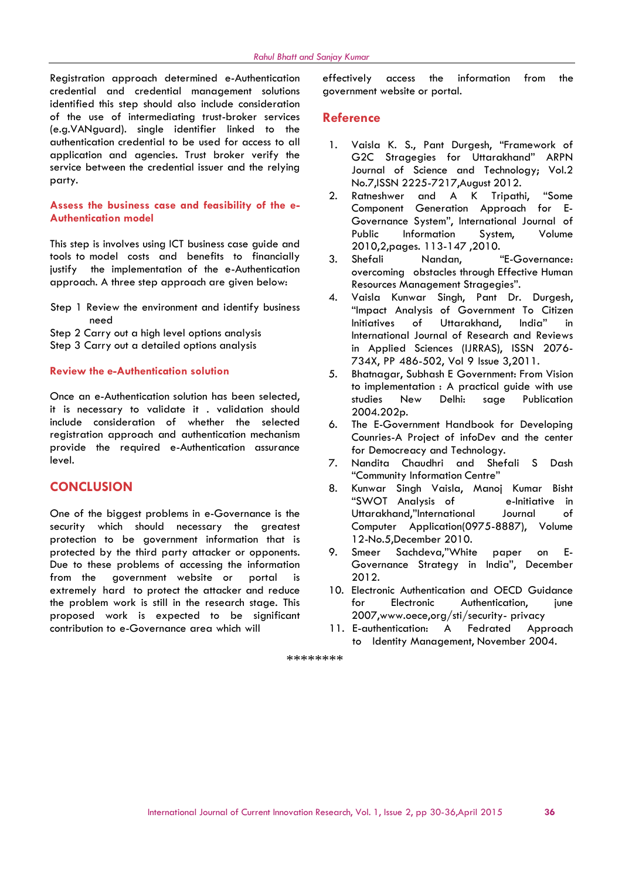Registration approach determined e-Authentication credential and credential management solutions identified this step should also include consideration of the use of intermediating trust-broker services (e.g.VANguard). single identifier linked to the authentication credential to be used for access to all application and agencies. Trust broker verify the service between the credential issuer and the relying party.

### Assess the business case and feasibility of the e-Authentication model

This step is involves using ICT business case guide and tools to model costs and benefits to financially justify the implementation of the e-Authentication approach. A three step approach are given below:

Step 1 Review the environment and identify business need
Step 2 Carry out a high level options analysis
Step 3 Carry out a detailed options analysis

### Review the e-Authentication solution

Once an e-Authentication solution has been selected, it is necessary to validate it . validation should include consideration of whether the selected registration approach and authentication mechanism provide the required e-Authentication assurance level.

## CONCLUSION

One of the biggest problems in e-Governance is the security which should necessary the greatest protection to be government information that is protected by the third party attacker or opponents. Due to these problems of accessing the information from the government website or portal is extremely hard to protect the attacker and reduce the problem work is still in the research stage. This proposed work is expected to be significant contribution to e-Governance area which will effectively access the information from the government website or portal.

## Reference

1. Vaisla K. S., Pant Durgesh, "Framework of G2C Stragegies for Uttarakhand" ARPN Journal of Science and Technology; Vol.2 No.7,ISSN 2225-7217,August 2012.
2. Ratneshwer and A K Tripathi, "Some Component Generation Approach for E-Governance System", International Journal of Public Information System, Volume 2010,2,pages. 113-147 ,2010.
3. Shefali Nandan, "E-Governance: overcoming obstacles through Effective Human Resources Management Stragegies".
4. Vaisla Kunwar Singh, Pant Dr. Durgesh, "Impact Analysis of Government To Citizen Initiatives of Uttarakhand, India" in International Journal of Research and Reviews in Applied Sciences (IJRRAS), ISSN 2076-734X, PP 486-502, Vol 9 Issue 3,2011.
5. Bhatnagar, Subhash E Government: From Vision to implementation : A practical guide with use studies New Delhi: sage Publication 2004.202p.
6. The E-Government Handbook for Developing Counries-A Project of infoDev and the center for Democreacy and Technology.
7. Nandita Chaudhri and Shefali S Dash "Community Information Centre"
8. Kunwar Singh Vaisla, Manoj Kumar Bisht "SWOT Analysis of e-Initiative in Uttarakhand,"International Journal of Computer Application(0975-8887), Volume 12-No.5,December 2010.
9. Smeer Sachdeva,"White paper on E-Governance Strategy in India", December 2012.
10. Electronic Authentication and OECD Guidance for Electronic Authentication, june 2007,www.oece,org/sti/security- privacy
11. E-authentication: A Fedrated Approach to Identity Management, November 2004.

********